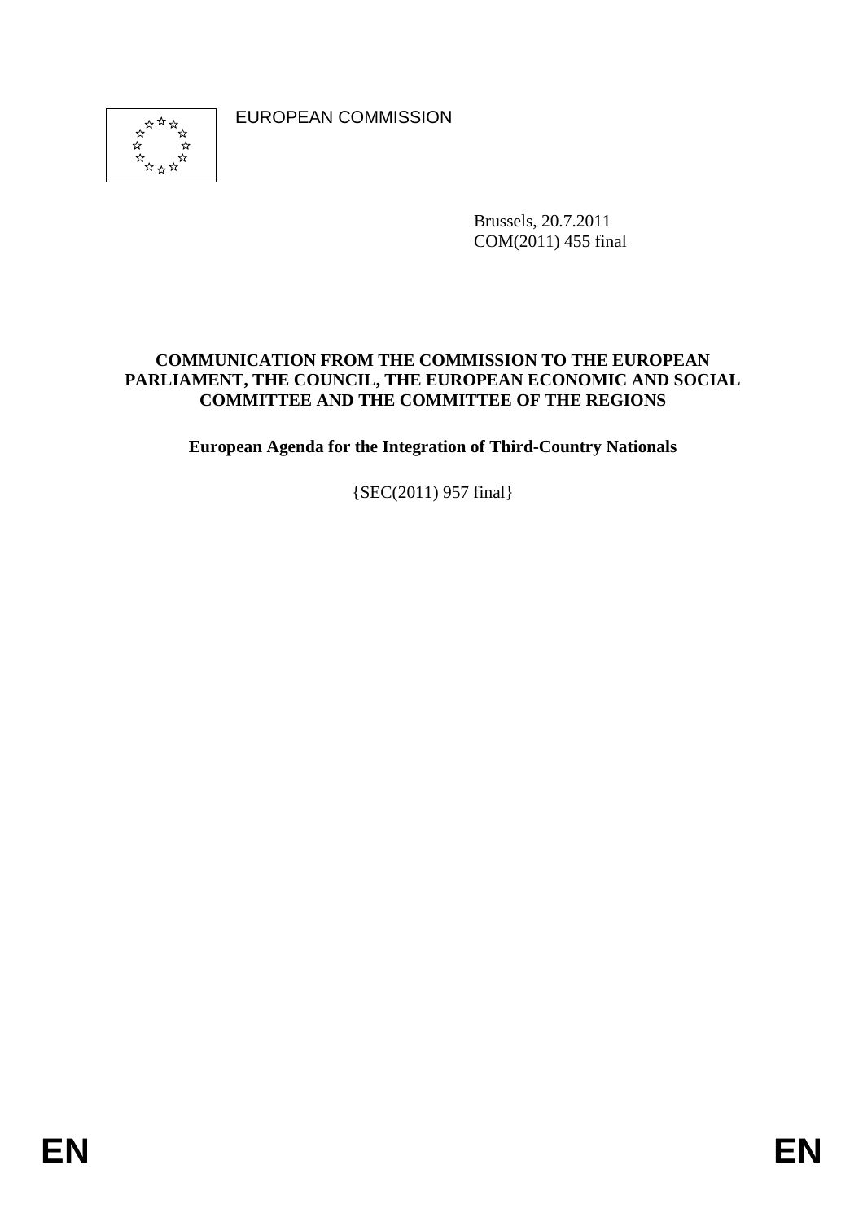EUROPEAN COMMISSION

Brussels, 20.7.2011
COM(2011) 455 final

**COMMUNICATION FROM THE COMMISSION TO THE EUROPEAN PARLIAMENT, THE COUNCIL, THE EUROPEAN ECONOMIC AND SOCIAL COMMITTEE AND THE COMMITTEE OF THE REGIONS**

**European Agenda for the Integration of Third-Country Nationals**

{SEC(2011) 957 final}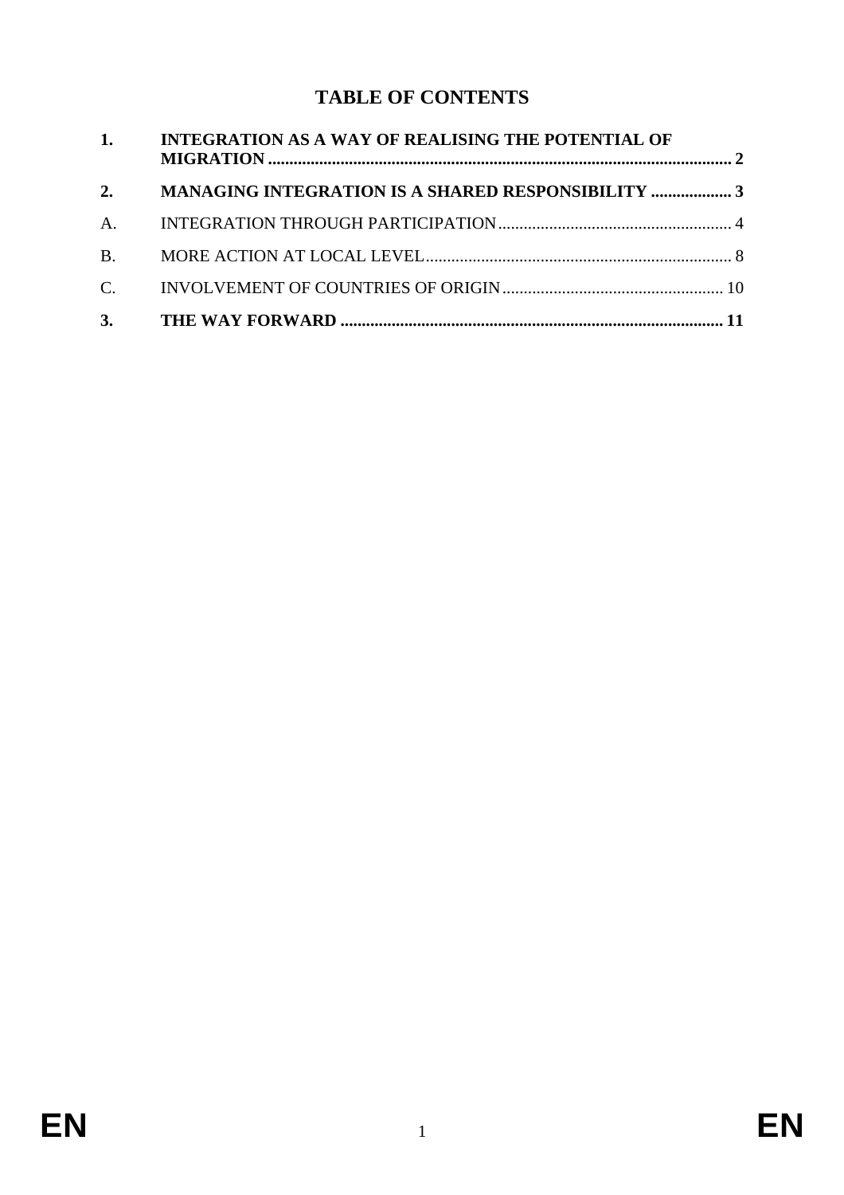# TABLE OF CONTENTS

| | | |
|---|---|---|
| **1.** | **INTEGRATION AS A WAY OF REALISING THE POTENTIAL OF MIGRATION** | **2** |
| **2.** | **MANAGING INTEGRATION IS A SHARED RESPONSIBILITY** | **3** |
| A. | INTEGRATION THROUGH PARTICIPATION | 4 |
| B. | MORE ACTION AT LOCAL LEVEL | 8 |
| C. | INVOLVEMENT OF COUNTRIES OF ORIGIN | 10 |
| **3.** | **THE WAY FORWARD** | **11** |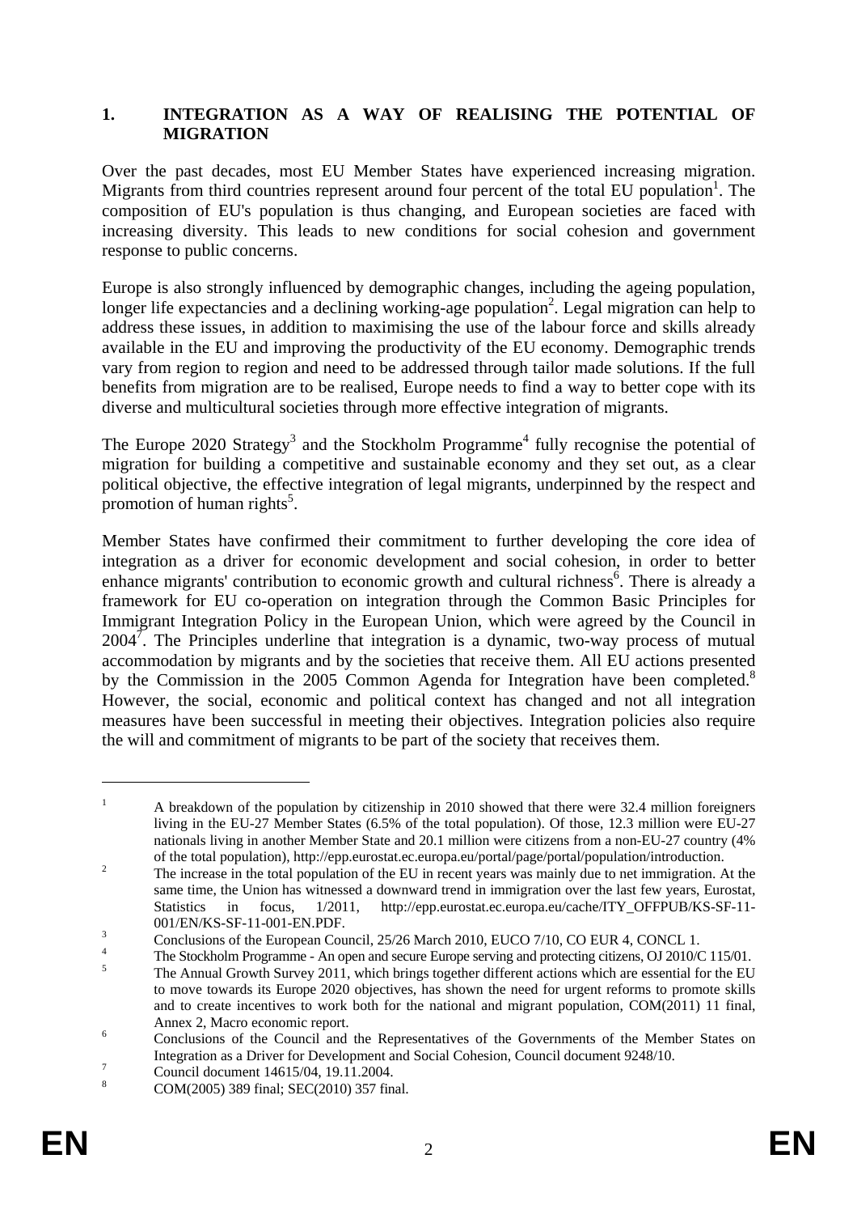## 1. INTEGRATION AS A WAY OF REALISING THE POTENTIAL OF MIGRATION

Over the past decades, most EU Member States have experienced increasing migration. Migrants from third countries represent around four percent of the total EU population[1]. The composition of EU's population is thus changing, and European societies are faced with increasing diversity. This leads to new conditions for social cohesion and government response to public concerns.

Europe is also strongly influenced by demographic changes, including the ageing population, longer life expectancies and a declining working-age population[2]. Legal migration can help to address these issues, in addition to maximising the use of the labour force and skills already available in the EU and improving the productivity of the EU economy. Demographic trends vary from region to region and need to be addressed through tailor made solutions. If the full benefits from migration are to be realised, Europe needs to find a way to better cope with its diverse and multicultural societies through more effective integration of migrants.

The Europe 2020 Strategy[3] and the Stockholm Programme[4] fully recognise the potential of migration for building a competitive and sustainable economy and they set out, as a clear political objective, the effective integration of legal migrants, underpinned by the respect and promotion of human rights[5].

Member States have confirmed their commitment to further developing the core idea of integration as a driver for economic development and social cohesion, in order to better enhance migrants' contribution to economic growth and cultural richness[6]. There is already a framework for EU co-operation on integration through the Common Basic Principles for Immigrant Integration Policy in the European Union, which were agreed by the Council in 2004[7]. The Principles underline that integration is a dynamic, two-way process of mutual accommodation by migrants and by the societies that receive them. All EU actions presented by the Commission in the 2005 Common Agenda for Integration have been completed.[8] However, the social, economic and political context has changed and not all integration measures have been successful in meeting their objectives. Integration policies also require the will and commitment of migrants to be part of the society that receives them.

---

[1] A breakdown of the population by citizenship in 2010 showed that there were 32.4 million foreigners living in the EU-27 Member States (6.5% of the total population). Of those, 12.3 million were EU-27 nationals living in another Member State and 20.1 million were citizens from a non-EU-27 country (4% of the total population), http://epp.eurostat.ec.europa.eu/portal/page/portal/population/introduction.

[2] The increase in the total population of the EU in recent years was mainly due to net immigration. At the same time, the Union has witnessed a downward trend in immigration over the last few years, Eurostat, Statistics in focus, 1/2011, http://epp.eurostat.ec.europa.eu/cache/ITY_OFFPUB/KS-SF-11-001/EN/KS-SF-11-001-EN.PDF.

[3] Conclusions of the European Council, 25/26 March 2010, EUCO 7/10, CO EUR 4, CONCL 1.

[4] The Stockholm Programme - An open and secure Europe serving and protecting citizens, OJ 2010/C 115/01.

[5] The Annual Growth Survey 2011, which brings together different actions which are essential for the EU to move towards its Europe 2020 objectives, has shown the need for urgent reforms to promote skills and to create incentives to work both for the national and migrant population, COM(2011) 11 final, Annex 2, Macro economic report.

[6] Conclusions of the Council and the Representatives of the Governments of the Member States on Integration as a Driver for Development and Social Cohesion, Council document 9248/10.

[7] Council document 14615/04, 19.11.2004.

[8] COM(2005) 389 final; SEC(2010) 357 final.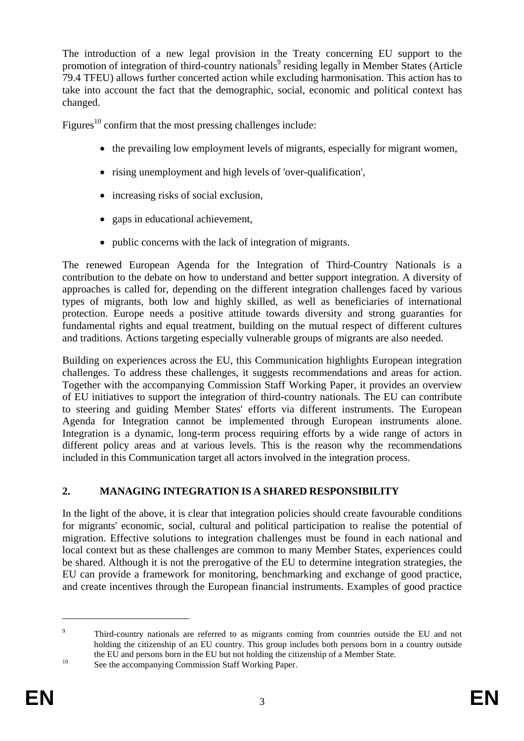The introduction of a new legal provision in the Treaty concerning EU support to the promotion of integration of third-country nationals[9] residing legally in Member States (Article 79.4 TFEU) allows further concerted action while excluding harmonisation. This action has to take into account the fact that the demographic, social, economic and political context has changed.

Figures[10] confirm that the most pressing challenges include:

- the prevailing low employment levels of migrants, especially for migrant women,
- rising unemployment and high levels of 'over-qualification',
- increasing risks of social exclusion,
- gaps in educational achievement,
- public concerns with the lack of integration of migrants.

The renewed European Agenda for the Integration of Third-Country Nationals is a contribution to the debate on how to understand and better support integration. A diversity of approaches is called for, depending on the different integration challenges faced by various types of migrants, both low and highly skilled, as well as beneficiaries of international protection. Europe needs a positive attitude towards diversity and strong guarantees for fundamental rights and equal treatment, building on the mutual respect of different cultures and traditions. Actions targeting especially vulnerable groups of migrants are also needed.

Building on experiences across the EU, this Communication highlights European integration challenges. To address these challenges, it suggests recommendations and areas for action. Together with the accompanying Commission Staff Working Paper, it provides an overview of EU initiatives to support the integration of third-country nationals. The EU can contribute to steering and guiding Member States' efforts via different instruments. The European Agenda for Integration cannot be implemented through European instruments alone. Integration is a dynamic, long-term process requiring efforts by a wide range of actors in different policy areas and at various levels. This is the reason why the recommendations included in this Communication target all actors involved in the integration process.

## 2. MANAGING INTEGRATION IS A SHARED RESPONSIBILITY

In the light of the above, it is clear that integration policies should create favourable conditions for migrants' economic, social, cultural and political participation to realise the potential of migration. Effective solutions to integration challenges must be found in each national and local context but as these challenges are common to many Member States, experiences could be shared. Although it is not the prerogative of the EU to determine integration strategies, the EU can provide a framework for monitoring, benchmarking and exchange of good practice, and create incentives through the European financial instruments. Examples of good practice

---

[9] Third-country nationals are referred to as migrants coming from countries outside the EU and not holding the citizenship of an EU country. This group includes both persons born in a country outside the EU and persons born in the EU but not holding the citizenship of a Member State.

[10] See the accompanying Commission Staff Working Paper.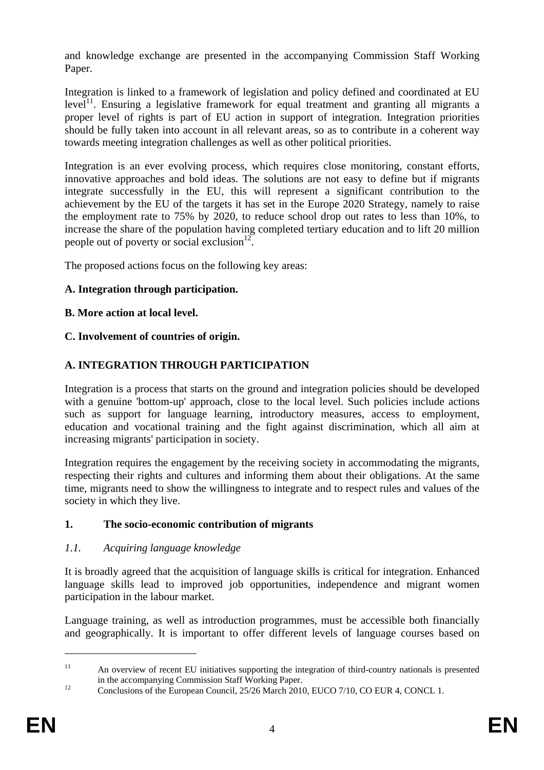and knowledge exchange are presented in the accompanying Commission Staff Working Paper.

Integration is linked to a framework of legislation and policy defined and coordinated at EU level[11]. Ensuring a legislative framework for equal treatment and granting all migrants a proper level of rights is part of EU action in support of integration. Integration priorities should be fully taken into account in all relevant areas, so as to contribute in a coherent way towards meeting integration challenges as well as other political priorities.

Integration is an ever evolving process, which requires close monitoring, constant efforts, innovative approaches and bold ideas. The solutions are not easy to define but if migrants integrate successfully in the EU, this will represent a significant contribution to the achievement by the EU of the targets it has set in the Europe 2020 Strategy, namely to raise the employment rate to 75% by 2020, to reduce school drop out rates to less than 10%, to increase the share of the population having completed tertiary education and to lift 20 million people out of poverty or social exclusion[12].

The proposed actions focus on the following key areas:

**A. Integration through participation.**

**B. More action at local level.**

**C. Involvement of countries of origin.**

## A. INTEGRATION THROUGH PARTICIPATION

Integration is a process that starts on the ground and integration policies should be developed with a genuine 'bottom-up' approach, close to the local level. Such policies include actions such as support for language learning, introductory measures, access to employment, education and vocational training and the fight against discrimination, which all aim at increasing migrants' participation in society.

Integration requires the engagement by the receiving society in accommodating the migrants, respecting their rights and cultures and informing them about their obligations. At the same time, migrants need to show the willingness to integrate and to respect rules and values of the society in which they live.

### 1. The socio-economic contribution of migrants

#### *1.1. Acquiring language knowledge*

It is broadly agreed that the acquisition of language skills is critical for integration. Enhanced language skills lead to improved job opportunities, independence and migrant women participation in the labour market.

Language training, as well as introduction programmes, must be accessible both financially and geographically. It is important to offer different levels of language courses based on

---

[11] An overview of recent EU initiatives supporting the integration of third-country nationals is presented in the accompanying Commission Staff Working Paper.

[12] Conclusions of the European Council, 25/26 March 2010, EUCO 7/10, CO EUR 4, CONCL 1.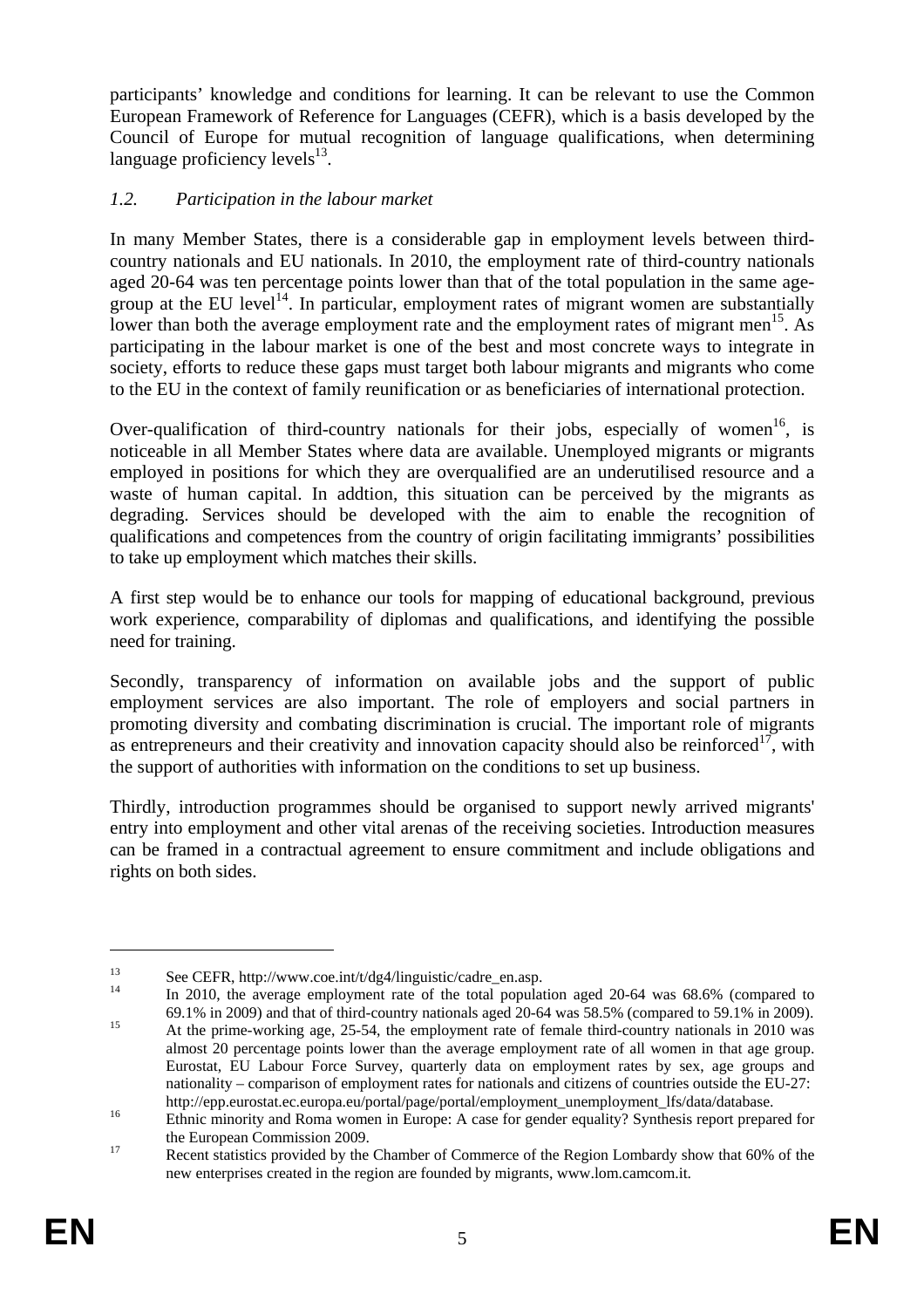participants' knowledge and conditions for learning. It can be relevant to use the Common European Framework of Reference for Languages (CEFR), which is a basis developed by the Council of Europe for mutual recognition of language qualifications, when determining language proficiency levels[13].

### *1.2. Participation in the labour market*

In many Member States, there is a considerable gap in employment levels between third-country nationals and EU nationals. In 2010, the employment rate of third-country nationals aged 20-64 was ten percentage points lower than that of the total population in the same age-group at the EU level[14]. In particular, employment rates of migrant women are substantially lower than both the average employment rate and the employment rates of migrant men[15]. As participating in the labour market is one of the best and most concrete ways to integrate in society, efforts to reduce these gaps must target both labour migrants and migrants who come to the EU in the context of family reunification or as beneficiaries of international protection.

Over-qualification of third-country nationals for their jobs, especially of women[16], is noticeable in all Member States where data are available. Unemployed migrants or migrants employed in positions for which they are overqualified are an underutilised resource and a waste of human capital. In addtion, this situation can be perceived by the migrants as degrading. Services should be developed with the aim to enable the recognition of qualifications and competences from the country of origin facilitating immigrants' possibilities to take up employment which matches their skills.

A first step would be to enhance our tools for mapping of educational background, previous work experience, comparability of diplomas and qualifications, and identifying the possible need for training.

Secondly, transparency of information on available jobs and the support of public employment services are also important. The role of employers and social partners in promoting diversity and combating discrimination is crucial. The important role of migrants as entrepreneurs and their creativity and innovation capacity should also be reinforced[17], with the support of authorities with information on the conditions to set up business.

Thirdly, introduction programmes should be organised to support newly arrived migrants' entry into employment and other vital arenas of the receiving societies. Introduction measures can be framed in a contractual agreement to ensure commitment and include obligations and rights on both sides.

---

[13] See CEFR, http://www.coe.int/t/dg4/linguistic/cadre_en.asp.

[14] In 2010, the average employment rate of the total population aged 20-64 was 68.6% (compared to 69.1% in 2009) and that of third-country nationals aged 20-64 was 58.5% (compared to 59.1% in 2009).

[15] At the prime-working age, 25-54, the employment rate of female third-country nationals in 2010 was almost 20 percentage points lower than the average employment rate of all women in that age group. Eurostat, EU Labour Force Survey, quarterly data on employment rates by sex, age groups and nationality – comparison of employment rates for nationals and citizens of countries outside the EU-27: http://epp.eurostat.ec.europa.eu/portal/page/portal/employment_unemployment_lfs/data/database.

[16] Ethnic minority and Roma women in Europe: A case for gender equality? Synthesis report prepared for the European Commission 2009.

[17] Recent statistics provided by the Chamber of Commerce of the Region Lombardy show that 60% of the new enterprises created in the region are founded by migrants, www.lom.camcom.it.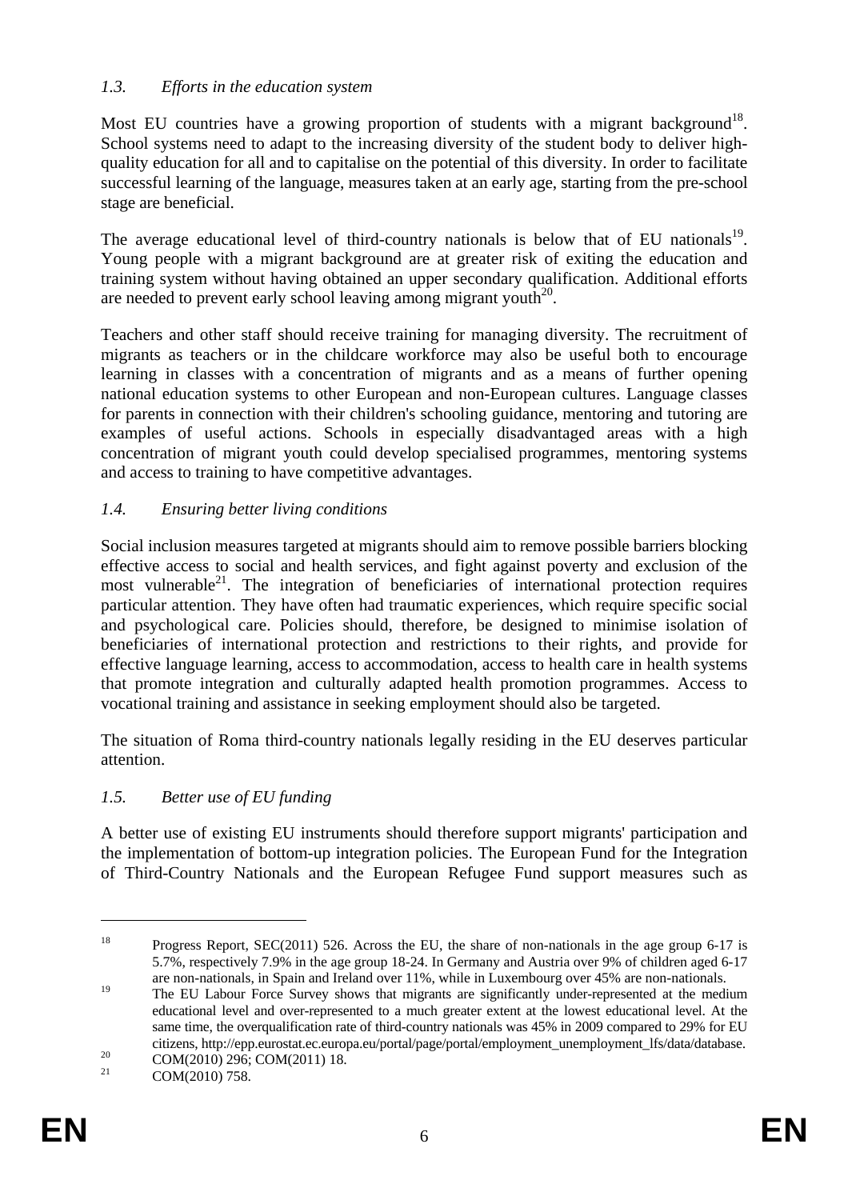### *1.3. Efforts in the education system*

Most EU countries have a growing proportion of students with a migrant background[18]. School systems need to adapt to the increasing diversity of the student body to deliver high-quality education for all and to capitalise on the potential of this diversity. In order to facilitate successful learning of the language, measures taken at an early age, starting from the pre-school stage are beneficial.

The average educational level of third-country nationals is below that of EU nationals[19]. Young people with a migrant background are at greater risk of exiting the education and training system without having obtained an upper secondary qualification. Additional efforts are needed to prevent early school leaving among migrant youth[20].

Teachers and other staff should receive training for managing diversity. The recruitment of migrants as teachers or in the childcare workforce may also be useful both to encourage learning in classes with a concentration of migrants and as a means of further opening national education systems to other European and non-European cultures. Language classes for parents in connection with their children's schooling guidance, mentoring and tutoring are examples of useful actions. Schools in especially disadvantaged areas with a high concentration of migrant youth could develop specialised programmes, mentoring systems and access to training to have competitive advantages.

### *1.4. Ensuring better living conditions*

Social inclusion measures targeted at migrants should aim to remove possible barriers blocking effective access to social and health services, and fight against poverty and exclusion of the most vulnerable[21]. The integration of beneficiaries of international protection requires particular attention. They have often had traumatic experiences, which require specific social and psychological care. Policies should, therefore, be designed to minimise isolation of beneficiaries of international protection and restrictions to their rights, and provide for effective language learning, access to accommodation, access to health care in health systems that promote integration and culturally adapted health promotion programmes. Access to vocational training and assistance in seeking employment should also be targeted.

The situation of Roma third-country nationals legally residing in the EU deserves particular attention.

### *1.5. Better use of EU funding*

A better use of existing EU instruments should therefore support migrants' participation and the implementation of bottom-up integration policies. The European Fund for the Integration of Third-Country Nationals and the European Refugee Fund support measures such as

---

[18] Progress Report, SEC(2011) 526. Across the EU, the share of non-nationals in the age group 6-17 is 5.7%, respectively 7.9% in the age group 18-24. In Germany and Austria over 9% of children aged 6-17 are non-nationals, in Spain and Ireland over 11%, while in Luxembourg over 45% are non-nationals.

[19] The EU Labour Force Survey shows that migrants are significantly under-represented at the medium educational level and over-represented to a much greater extent at the lowest educational level. At the same time, the overqualification rate of third-country nationals was 45% in 2009 compared to 29% for EU citizens, http://epp.eurostat.ec.europa.eu/portal/page/portal/employment_unemployment_lfs/data/database.

[20] COM(2010) 296; COM(2011) 18.

[21] COM(2010) 758.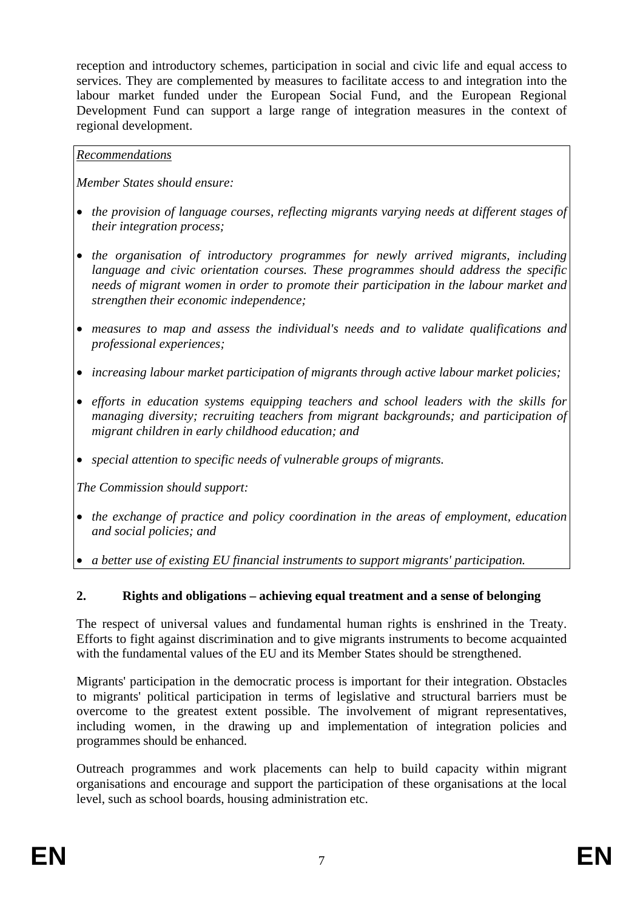reception and introductory schemes, participation in social and civic life and equal access to services. They are complemented by measures to facilitate access to and integration into the labour market funded under the European Social Fund, and the European Regional Development Fund can support a large range of integration measures in the context of regional development.

*Recommendations*

*Member States should ensure:*

- *the provision of language courses, reflecting migrants varying needs at different stages of their integration process;*
- *the organisation of introductory programmes for newly arrived migrants, including language and civic orientation courses. These programmes should address the specific needs of migrant women in order to promote their participation in the labour market and strengthen their economic independence;*
- *measures to map and assess the individual's needs and to validate qualifications and professional experiences;*
- *increasing labour market participation of migrants through active labour market policies;*
- *efforts in education systems equipping teachers and school leaders with the skills for managing diversity; recruiting teachers from migrant backgrounds; and participation of migrant children in early childhood education; and*
- *special attention to specific needs of vulnerable groups of migrants.*

*The Commission should support:*

- *the exchange of practice and policy coordination in the areas of employment, education and social policies; and*
- *a better use of existing EU financial instruments to support migrants' participation.*

## 2. Rights and obligations – achieving equal treatment and a sense of belonging

The respect of universal values and fundamental human rights is enshrined in the Treaty. Efforts to fight against discrimination and to give migrants instruments to become acquainted with the fundamental values of the EU and its Member States should be strengthened.

Migrants' participation in the democratic process is important for their integration. Obstacles to migrants' political participation in terms of legislative and structural barriers must be overcome to the greatest extent possible. The involvement of migrant representatives, including women, in the drawing up and implementation of integration policies and programmes should be enhanced.

Outreach programmes and work placements can help to build capacity within migrant organisations and encourage and support the participation of these organisations at the local level, such as school boards, housing administration etc.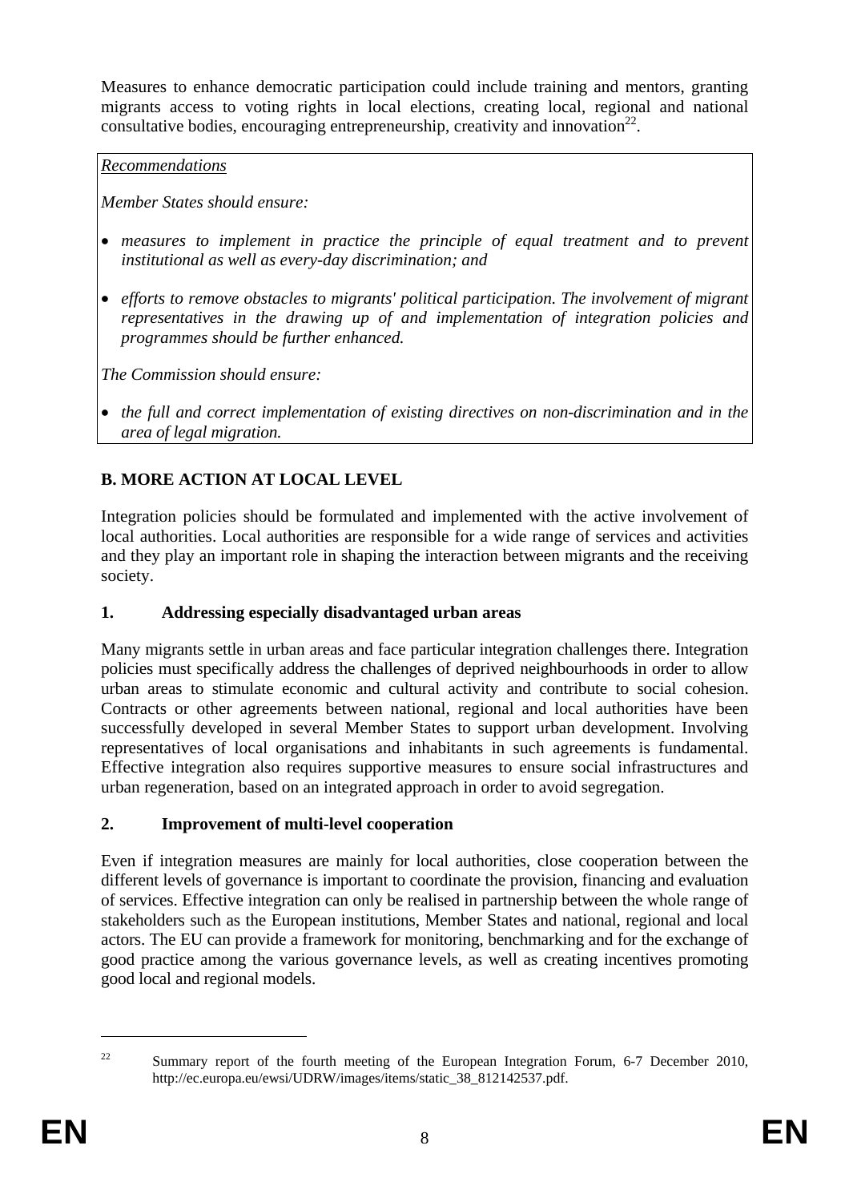Measures to enhance democratic participation could include training and mentors, granting migrants access to voting rights in local elections, creating local, regional and national consultative bodies, encouraging entrepreneurship, creativity and innovation[22].

*Recommendations*

*Member States should ensure:*

- *measures to implement in practice the principle of equal treatment and to prevent institutional as well as every-day discrimination; and*
- *efforts to remove obstacles to migrants' political participation. The involvement of migrant representatives in the drawing up of and implementation of integration policies and programmes should be further enhanced.*

*The Commission should ensure:*

- *the full and correct implementation of existing directives on non-discrimination and in the area of legal migration.*

## B. MORE ACTION AT LOCAL LEVEL

Integration policies should be formulated and implemented with the active involvement of local authorities. Local authorities are responsible for a wide range of services and activities and they play an important role in shaping the interaction between migrants and the receiving society.

### 1. Addressing especially disadvantaged urban areas

Many migrants settle in urban areas and face particular integration challenges there. Integration policies must specifically address the challenges of deprived neighbourhoods in order to allow urban areas to stimulate economic and cultural activity and contribute to social cohesion. Contracts or other agreements between national, regional and local authorities have been successfully developed in several Member States to support urban development. Involving representatives of local organisations and inhabitants in such agreements is fundamental. Effective integration also requires supportive measures to ensure social infrastructures and urban regeneration, based on an integrated approach in order to avoid segregation.

### 2. Improvement of multi-level cooperation

Even if integration measures are mainly for local authorities, close cooperation between the different levels of governance is important to coordinate the provision, financing and evaluation of services. Effective integration can only be realised in partnership between the whole range of stakeholders such as the European institutions, Member States and national, regional and local actors. The EU can provide a framework for monitoring, benchmarking and for the exchange of good practice among the various governance levels, as well as creating incentives promoting good local and regional models.

---

[22] Summary report of the fourth meeting of the European Integration Forum, 6-7 December 2010, http://ec.europa.eu/ewsi/UDRW/images/items/static_38_812142537.pdf.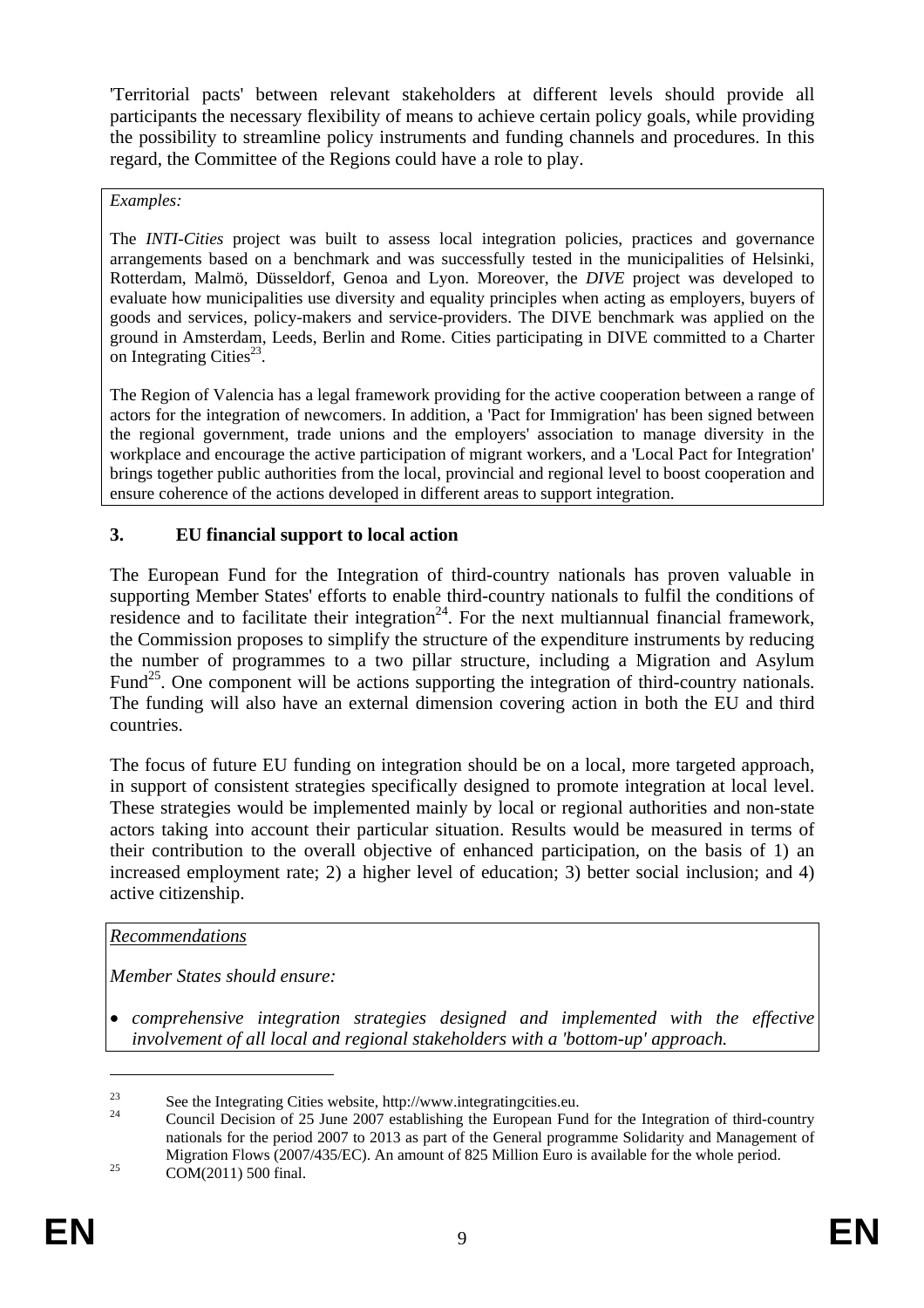'Territorial pacts' between relevant stakeholders at different levels should provide all participants the necessary flexibility of means to achieve certain policy goals, while providing the possibility to streamline policy instruments and funding channels and procedures. In this regard, the Committee of the Regions could have a role to play.

*Examples:*

The *INTI-Cities* project was built to assess local integration policies, practices and governance arrangements based on a benchmark and was successfully tested in the municipalities of Helsinki, Rotterdam, Malmö, Düsseldorf, Genoa and Lyon. Moreover, the *DIVE* project was developed to evaluate how municipalities use diversity and equality principles when acting as employers, buyers of goods and services, policy-makers and service-providers. The DIVE benchmark was applied on the ground in Amsterdam, Leeds, Berlin and Rome. Cities participating in DIVE committed to a Charter on Integrating Cities[23].

The Region of Valencia has a legal framework providing for the active cooperation between a range of actors for the integration of newcomers. In addition, a 'Pact for Immigration' has been signed between the regional government, trade unions and the employers' association to manage diversity in the workplace and encourage the active participation of migrant workers, and a 'Local Pact for Integration' brings together public authorities from the local, provincial and regional level to boost cooperation and ensure coherence of the actions developed in different areas to support integration.

## 3. EU financial support to local action

The European Fund for the Integration of third-country nationals has proven valuable in supporting Member States' efforts to enable third-country nationals to fulfil the conditions of residence and to facilitate their integration[24]. For the next multiannual financial framework, the Commission proposes to simplify the structure of the expenditure instruments by reducing the number of programmes to a two pillar structure, including a Migration and Asylum Fund[25]. One component will be actions supporting the integration of third-country nationals. The funding will also have an external dimension covering action in both the EU and third countries.

The focus of future EU funding on integration should be on a local, more targeted approach, in support of consistent strategies specifically designed to promote integration at local level. These strategies would be implemented mainly by local or regional authorities and non-state actors taking into account their particular situation. Results would be measured in terms of their contribution to the overall objective of enhanced participation, on the basis of 1) an increased employment rate; 2) a higher level of education; 3) better social inclusion; and 4) active citizenship.

*Recommendations*

*Member States should ensure:*

- *comprehensive integration strategies designed and implemented with the effective involvement of all local and regional stakeholders with a 'bottom-up' approach.*

---

[23] See the Integrating Cities website, http://www.integratingcities.eu.

[24] Council Decision of 25 June 2007 establishing the European Fund for the Integration of third-country nationals for the period 2007 to 2013 as part of the General programme Solidarity and Management of Migration Flows (2007/435/EC). An amount of 825 Million Euro is available for the whole period.

[25] COM(2011) 500 final.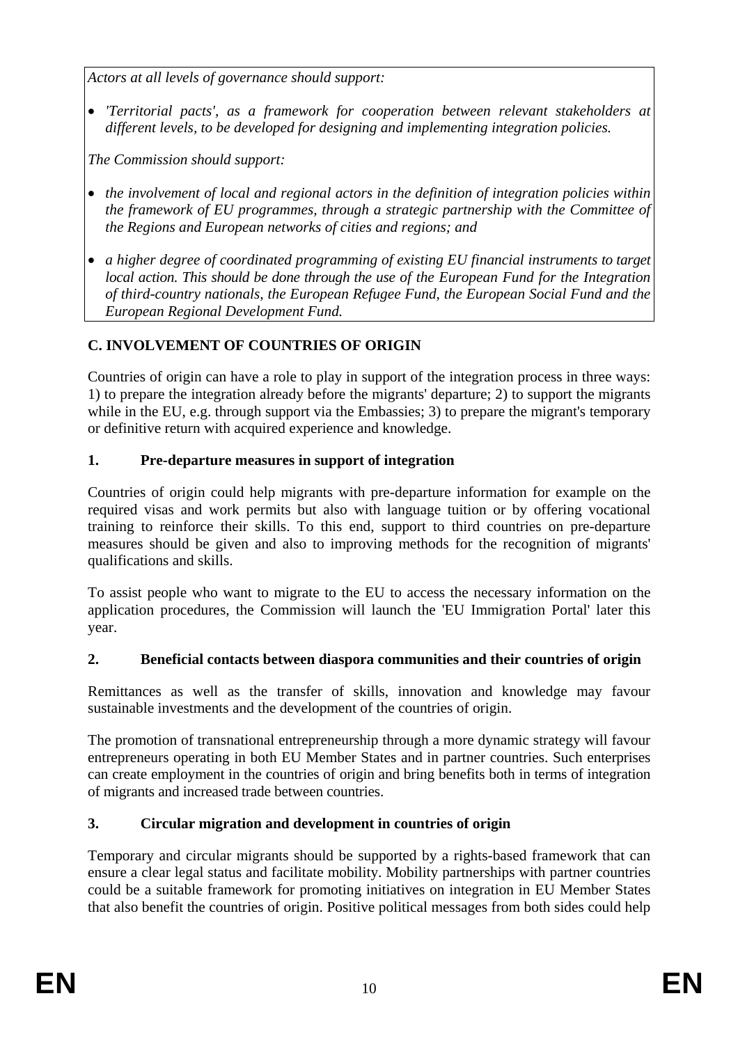*Actors at all levels of governance should support:*

- *'Territorial pacts', as a framework for cooperation between relevant stakeholders at different levels, to be developed for designing and implementing integration policies.*

*The Commission should support:*

- *the involvement of local and regional actors in the definition of integration policies within the framework of EU programmes, through a strategic partnership with the Committee of the Regions and European networks of cities and regions; and*
- *a higher degree of coordinated programming of existing EU financial instruments to target local action. This should be done through the use of the European Fund for the Integration of third-country nationals, the European Refugee Fund, the European Social Fund and the European Regional Development Fund.*

## C. INVOLVEMENT OF COUNTRIES OF ORIGIN

Countries of origin can have a role to play in support of the integration process in three ways: 1) to prepare the integration already before the migrants' departure; 2) to support the migrants while in the EU, e.g. through support via the Embassies; 3) to prepare the migrant's temporary or definitive return with acquired experience and knowledge.

### 1. Pre-departure measures in support of integration

Countries of origin could help migrants with pre-departure information for example on the required visas and work permits but also with language tuition or by offering vocational training to reinforce their skills. To this end, support to third countries on pre-departure measures should be given and also to improving methods for the recognition of migrants' qualifications and skills.

To assist people who want to migrate to the EU to access the necessary information on the application procedures, the Commission will launch the 'EU Immigration Portal' later this year.

### 2. Beneficial contacts between diaspora communities and their countries of origin

Remittances as well as the transfer of skills, innovation and knowledge may favour sustainable investments and the development of the countries of origin.

The promotion of transnational entrepreneurship through a more dynamic strategy will favour entrepreneurs operating in both EU Member States and in partner countries. Such enterprises can create employment in the countries of origin and bring benefits both in terms of integration of migrants and increased trade between countries.

### 3. Circular migration and development in countries of origin

Temporary and circular migrants should be supported by a rights-based framework that can ensure a clear legal status and facilitate mobility. Mobility partnerships with partner countries could be a suitable framework for promoting initiatives on integration in EU Member States that also benefit the countries of origin. Positive political messages from both sides could help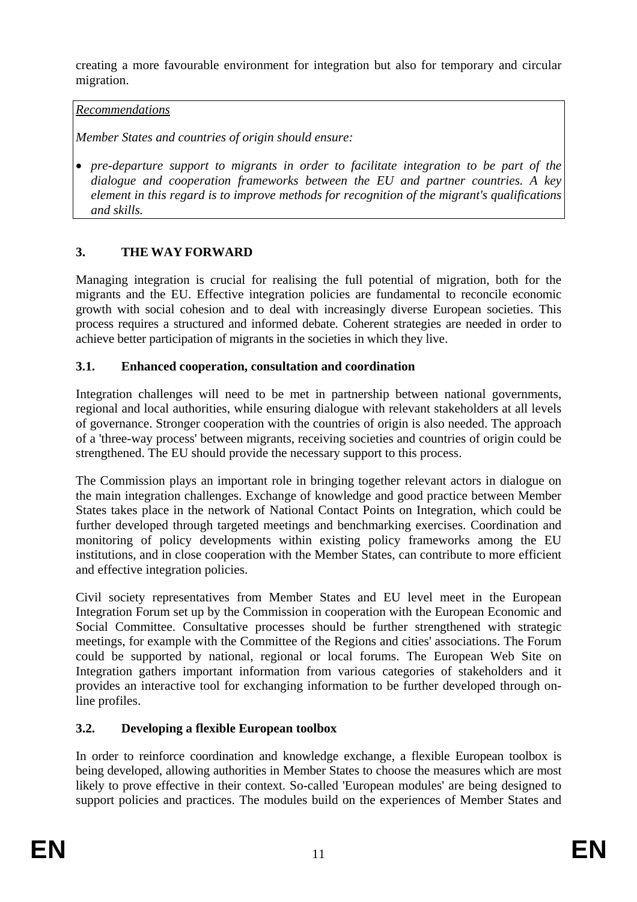creating a more favourable environment for integration but also for temporary and circular migration.

*Recommendations*

*Member States and countries of origin should ensure:*

- *pre-departure support to migrants in order to facilitate integration to be part of the dialogue and cooperation frameworks between the EU and partner countries. A key element in this regard is to improve methods for recognition of the migrant's qualifications and skills.*

## 3. THE WAY FORWARD

Managing integration is crucial for realising the full potential of migration, both for the migrants and the EU. Effective integration policies are fundamental to reconcile economic growth with social cohesion and to deal with increasingly diverse European societies. This process requires a structured and informed debate. Coherent strategies are needed in order to achieve better participation of migrants in the societies in which they live.

### 3.1. Enhanced cooperation, consultation and coordination

Integration challenges will need to be met in partnership between national governments, regional and local authorities, while ensuring dialogue with relevant stakeholders at all levels of governance. Stronger cooperation with the countries of origin is also needed. The approach of a 'three-way process' between migrants, receiving societies and countries of origin could be strengthened. The EU should provide the necessary support to this process.

The Commission plays an important role in bringing together relevant actors in dialogue on the main integration challenges. Exchange of knowledge and good practice between Member States takes place in the network of National Contact Points on Integration, which could be further developed through targeted meetings and benchmarking exercises. Coordination and monitoring of policy developments within existing policy frameworks among the EU institutions, and in close cooperation with the Member States, can contribute to more efficient and effective integration policies.

Civil society representatives from Member States and EU level meet in the European Integration Forum set up by the Commission in cooperation with the European Economic and Social Committee. Consultative processes should be further strengthened with strategic meetings, for example with the Committee of the Regions and cities' associations. The Forum could be supported by national, regional or local forums. The European Web Site on Integration gathers important information from various categories of stakeholders and it provides an interactive tool for exchanging information to be further developed through on-line profiles.

### 3.2. Developing a flexible European toolbox

In order to reinforce coordination and knowledge exchange, a flexible European toolbox is being developed, allowing authorities in Member States to choose the measures which are most likely to prove effective in their context. So-called 'European modules' are being designed to support policies and practices. The modules build on the experiences of Member States and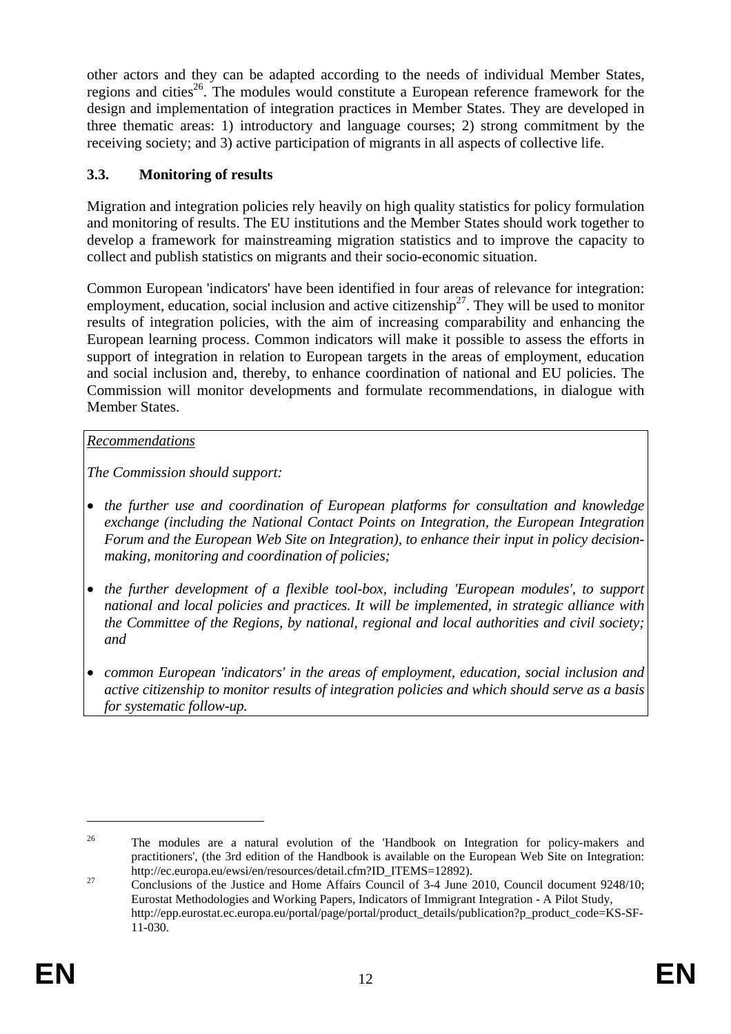other actors and they can be adapted according to the needs of individual Member States, regions and cities[26]. The modules would constitute a European reference framework for the design and implementation of integration practices in Member States. They are developed in three thematic areas: 1) introductory and language courses; 2) strong commitment by the receiving society; and 3) active participation of migrants in all aspects of collective life.

### 3.3. Monitoring of results

Migration and integration policies rely heavily on high quality statistics for policy formulation and monitoring of results. The EU institutions and the Member States should work together to develop a framework for mainstreaming migration statistics and to improve the capacity to collect and publish statistics on migrants and their socio-economic situation.

Common European 'indicators' have been identified in four areas of relevance for integration: employment, education, social inclusion and active citizenship[27]. They will be used to monitor results of integration policies, with the aim of increasing comparability and enhancing the European learning process. Common indicators will make it possible to assess the efforts in support of integration in relation to European targets in the areas of employment, education and social inclusion and, thereby, to enhance coordination of national and EU policies. The Commission will monitor developments and formulate recommendations, in dialogue with Member States.

*Recommendations*

*The Commission should support:*

- *the further use and coordination of European platforms for consultation and knowledge exchange (including the National Contact Points on Integration, the European Integration Forum and the European Web Site on Integration), to enhance their input in policy decision-making, monitoring and coordination of policies;*
- *the further development of a flexible tool-box, including 'European modules', to support national and local policies and practices. It will be implemented, in strategic alliance with the Committee of the Regions, by national, regional and local authorities and civil society; and*
- *common European 'indicators' in the areas of employment, education, social inclusion and active citizenship to monitor results of integration policies and which should serve as a basis for systematic follow-up.*

---

[26] The modules are a natural evolution of the 'Handbook on Integration for policy-makers and practitioners', (the 3rd edition of the Handbook is available on the European Web Site on Integration: http://ec.europa.eu/ewsi/en/resources/detail.cfm?ID_ITEMS=12892).

[27] Conclusions of the Justice and Home Affairs Council of 3-4 June 2010, Council document 9248/10; Eurostat Methodologies and Working Papers, Indicators of Immigrant Integration - A Pilot Study, http://epp.eurostat.ec.europa.eu/portal/page/portal/product_details/publication?p_product_code=KS-SF-11-030.